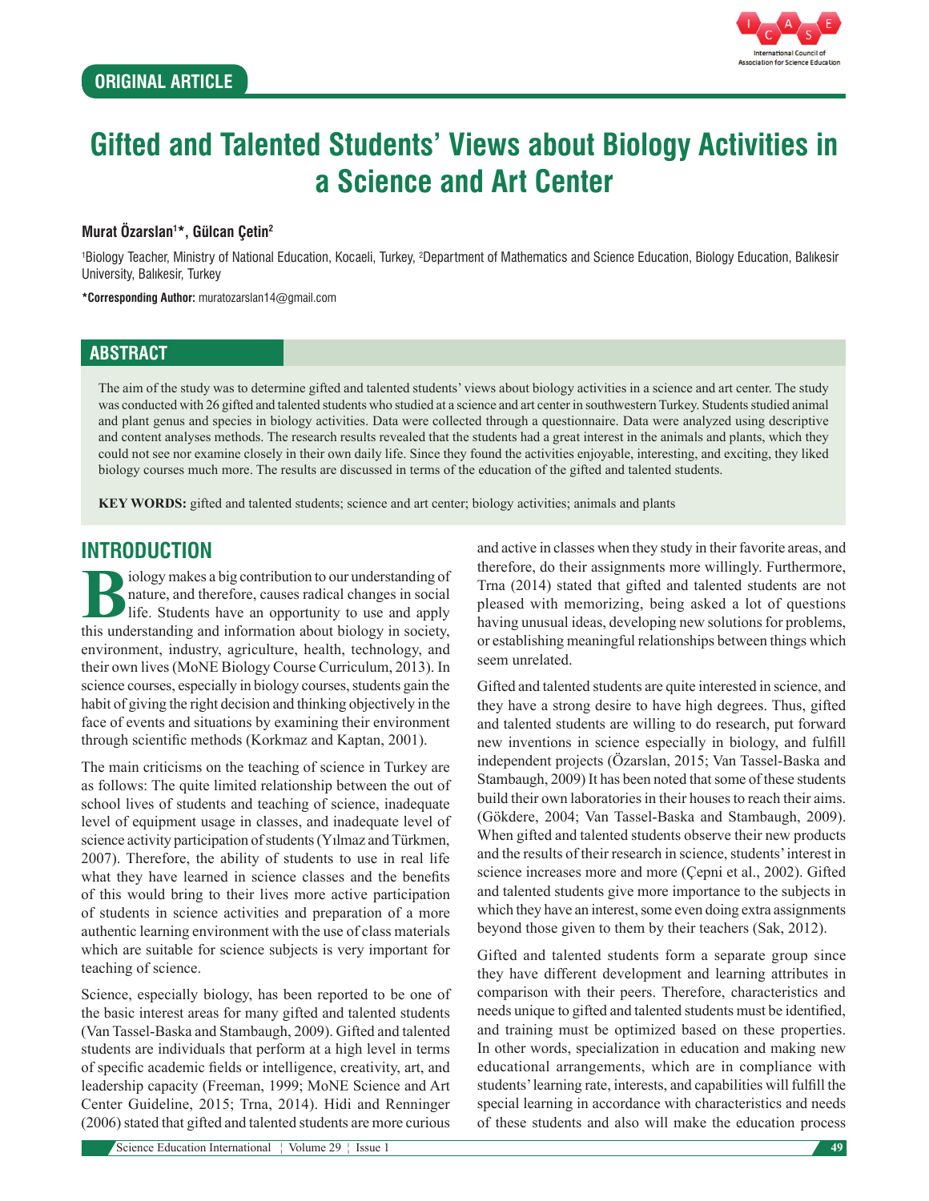ORIGINAL ARTICLE

# Gifted and Talented Students' Views about Biology Activities in a Science and Art Center

**Murat Özarslan[1]\*, Gülcan Çetin[2]**

[1]Biology Teacher, Ministry of National Education, Kocaeli, Turkey, [2]Department of Mathematics and Science Education, Biology Education, Balıkesir University, Balıkesir, Turkey

**\*Corresponding Author:** muratozarslan14@gmail.com

## ABSTRACT

The aim of the study was to determine gifted and talented students' views about biology activities in a science and art center. The study was conducted with 26 gifted and talented students who studied at a science and art center in southwestern Turkey. Students studied animal and plant genus and species in biology activities. Data were collected through a questionnaire. Data were analyzed using descriptive and content analyses methods. The research results revealed that the students had a great interest in the animals and plants, which they could not see nor examine closely in their own daily life. Since they found the activities enjoyable, interesting, and exciting, they liked biology courses much more. The results are discussed in terms of the education of the gifted and talented students.

**KEY WORDS:** gifted and talented students; science and art center; biology activities; animals and plants

## INTRODUCTION

Biology makes a big contribution to our understanding of nature, and therefore, causes radical changes in social life. Students have an opportunity to use and apply this understanding and information about biology in society, environment, industry, agriculture, health, technology, and their own lives (MoNE Biology Course Curriculum, 2013). In science courses, especially in biology courses, students gain the habit of giving the right decision and thinking objectively in the face of events and situations by examining their environment through scientific methods (Korkmaz and Kaptan, 2001).

The main criticisms on the teaching of science in Turkey are as follows: The quite limited relationship between the out of school lives of students and teaching of science, inadequate level of equipment usage in classes, and inadequate level of science activity participation of students (Yılmaz and Türkmen, 2007). Therefore, the ability of students to use in real life what they have learned in science classes and the benefits of this would bring to their lives more active participation of students in science activities and preparation of a more authentic learning environment with the use of class materials which are suitable for science subjects is very important for teaching of science.

Science, especially biology, has been reported to be one of the basic interest areas for many gifted and talented students (Van Tassel-Baska and Stambaugh, 2009). Gifted and talented students are individuals that perform at a high level in terms of specific academic fields or intelligence, creativity, art, and leadership capacity (Freeman, 1999; MoNE Science and Art Center Guideline, 2015; Trna, 2014). Hidi and Renninger (2006) stated that gifted and talented students are more curious and active in classes when they study in their favorite areas, and therefore, do their assignments more willingly. Furthermore, Trna (2014) stated that gifted and talented students are not pleased with memorizing, being asked a lot of questions having unusual ideas, developing new solutions for problems, or establishing meaningful relationships between things which seem unrelated.

Gifted and talented students are quite interested in science, and they have a strong desire to have high degrees. Thus, gifted and talented students are willing to do research, put forward new inventions in science especially in biology, and fulfill independent projects (Özarslan, 2015; Van Tassel-Baska and Stambaugh, 2009) It has been noted that some of these students build their own laboratories in their houses to reach their aims. (Gökdere, 2004; Van Tassel-Baska and Stambaugh, 2009). When gifted and talented students observe their new products and the results of their research in science, students' interest in science increases more and more (Çepni et al., 2002). Gifted and talented students give more importance to the subjects in which they have an interest, some even doing extra assignments beyond those given to them by their teachers (Sak, 2012).

Gifted and talented students form a separate group since they have different development and learning attributes in comparison with their peers. Therefore, characteristics and needs unique to gifted and talented students must be identified, and training must be optimized based on these properties. In other words, specialization in education and making new educational arrangements, which are in compliance with students' learning rate, interests, and capabilities will fulfill the special learning in accordance with characteristics and needs of these students and also will make the education process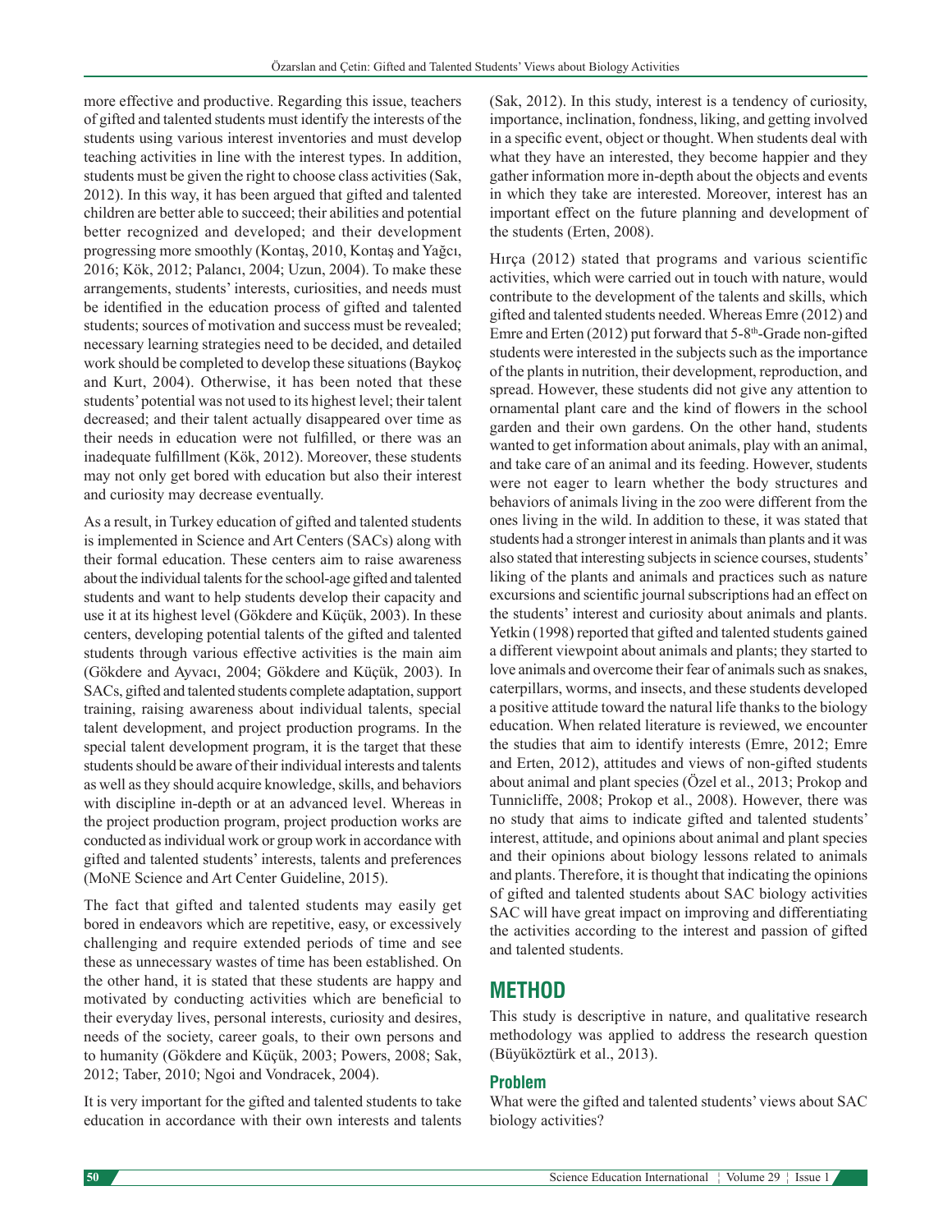more effective and productive. Regarding this issue, teachers of gifted and talented students must identify the interests of the students using various interest inventories and must develop teaching activities in line with the interest types. In addition, students must be given the right to choose class activities (Sak, 2012). In this way, it has been argued that gifted and talented children are better able to succeed; their abilities and potential better recognized and developed; and their development progressing more smoothly (Kontaş, 2010, Kontaş and Yağcı, 2016; Kök, 2012; Palancı, 2004; Uzun, 2004). To make these arrangements, students' interests, curiosities, and needs must be identified in the education process of gifted and talented students; sources of motivation and success must be revealed; necessary learning strategies need to be decided, and detailed work should be completed to develop these situations (Baykoç and Kurt, 2004). Otherwise, it has been noted that these students' potential was not used to its highest level; their talent decreased; and their talent actually disappeared over time as their needs in education were not fulfilled, or there was an inadequate fulfillment (Kök, 2012). Moreover, these students may not only get bored with education but also their interest and curiosity may decrease eventually.

As a result, in Turkey education of gifted and talented students is implemented in Science and Art Centers (SACs) along with their formal education. These centers aim to raise awareness about the individual talents for the school-age gifted and talented students and want to help students develop their capacity and use it at its highest level (Gökdere and Küçük, 2003). In these centers, developing potential talents of the gifted and talented students through various effective activities is the main aim (Gökdere and Ayvacı, 2004; Gökdere and Küçük, 2003). In SACs, gifted and talented students complete adaptation, support training, raising awareness about individual talents, special talent development, and project production programs. In the special talent development program, it is the target that these students should be aware of their individual interests and talents as well as they should acquire knowledge, skills, and behaviors with discipline in-depth or at an advanced level. Whereas in the project production program, project production works are conducted as individual work or group work in accordance with gifted and talented students' interests, talents and preferences (MoNE Science and Art Center Guideline, 2015).

The fact that gifted and talented students may easily get bored in endeavors which are repetitive, easy, or excessively challenging and require extended periods of time and see these as unnecessary wastes of time has been established. On the other hand, it is stated that these students are happy and motivated by conducting activities which are beneficial to their everyday lives, personal interests, curiosity and desires, needs of the society, career goals, to their own persons and to humanity (Gökdere and Küçük, 2003; Powers, 2008; Sak, 2012; Taber, 2010; Ngoi and Vondracek, 2004).

It is very important for the gifted and talented students to take education in accordance with their own interests and talents (Sak, 2012). In this study, interest is a tendency of curiosity, importance, inclination, fondness, liking, and getting involved in a specific event, object or thought. When students deal with what they have an interested, they become happier and they gather information more in-depth about the objects and events in which they take are interested. Moreover, interest has an important effect on the future planning and development of the students (Erten, 2008).

Hırça (2012) stated that programs and various scientific activities, which were carried out in touch with nature, would contribute to the development of the talents and skills, which gifted and talented students needed. Whereas Emre (2012) and Emre and Erten (2012) put forward that 5-8th-Grade non-gifted students were interested in the subjects such as the importance of the plants in nutrition, their development, reproduction, and spread. However, these students did not give any attention to ornamental plant care and the kind of flowers in the school garden and their own gardens. On the other hand, students wanted to get information about animals, play with an animal, and take care of an animal and its feeding. However, students were not eager to learn whether the body structures and behaviors of animals living in the zoo were different from the ones living in the wild. In addition to these, it was stated that students had a stronger interest in animals than plants and it was also stated that interesting subjects in science courses, students' liking of the plants and animals and practices such as nature excursions and scientific journal subscriptions had an effect on the students' interest and curiosity about animals and plants. Yetkin (1998) reported that gifted and talented students gained a different viewpoint about animals and plants; they started to love animals and overcome their fear of animals such as snakes, caterpillars, worms, and insects, and these students developed a positive attitude toward the natural life thanks to the biology education. When related literature is reviewed, we encounter the studies that aim to identify interests (Emre, 2012; Emre and Erten, 2012), attitudes and views of non-gifted students about animal and plant species (Özel et al., 2013; Prokop and Tunnicliffe, 2008; Prokop et al., 2008). However, there was no study that aims to indicate gifted and talented students' interest, attitude, and opinions about animal and plant species and their opinions about biology lessons related to animals and plants. Therefore, it is thought that indicating the opinions of gifted and talented students about SAC biology activities SAC will have great impact on improving and differentiating the activities according to the interest and passion of gifted and talented students.

## METHOD

This study is descriptive in nature, and qualitative research methodology was applied to address the research question (Büyüköztürk et al., 2013).

### Problem

What were the gifted and talented students' views about SAC biology activities?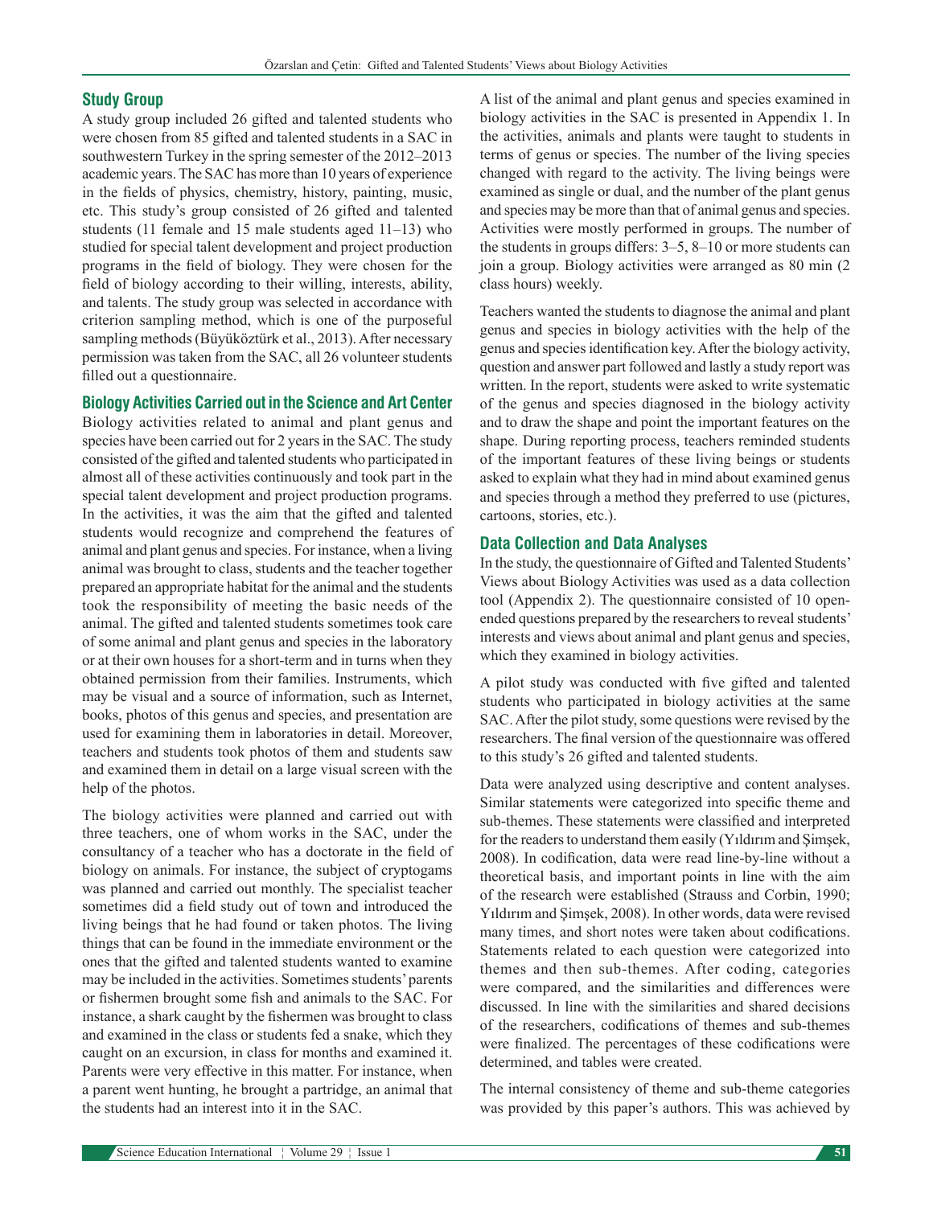## Study Group

A study group included 26 gifted and talented students who were chosen from 85 gifted and talented students in a SAC in southwestern Turkey in the spring semester of the 2012–2013 academic years. The SAC has more than 10 years of experience in the fields of physics, chemistry, history, painting, music, etc. This study's group consisted of 26 gifted and talented students (11 female and 15 male students aged 11–13) who studied for special talent development and project production programs in the field of biology. They were chosen for the field of biology according to their willing, interests, ability, and talents. The study group was selected in accordance with criterion sampling method, which is one of the purposeful sampling methods (Büyüköztürk et al., 2013). After necessary permission was taken from the SAC, all 26 volunteer students filled out a questionnaire.

## Biology Activities Carried out in the Science and Art Center

Biology activities related to animal and plant genus and species have been carried out for 2 years in the SAC. The study consisted of the gifted and talented students who participated in almost all of these activities continuously and took part in the special talent development and project production programs. In the activities, it was the aim that the gifted and talented students would recognize and comprehend the features of animal and plant genus and species. For instance, when a living animal was brought to class, students and the teacher together prepared an appropriate habitat for the animal and the students took the responsibility of meeting the basic needs of the animal. The gifted and talented students sometimes took care of some animal and plant genus and species in the laboratory or at their own houses for a short-term and in turns when they obtained permission from their families. Instruments, which may be visual and a source of information, such as Internet, books, photos of this genus and species, and presentation are used for examining them in laboratories in detail. Moreover, teachers and students took photos of them and students saw and examined them in detail on a large visual screen with the help of the photos.

The biology activities were planned and carried out with three teachers, one of whom works in the SAC, under the consultancy of a teacher who has a doctorate in the field of biology on animals. For instance, the subject of cryptogams was planned and carried out monthly. The specialist teacher sometimes did a field study out of town and introduced the living beings that he had found or taken photos. The living things that can be found in the immediate environment or the ones that the gifted and talented students wanted to examine may be included in the activities. Sometimes students' parents or fishermen brought some fish and animals to the SAC. For instance, a shark caught by the fishermen was brought to class and examined in the class or students fed a snake, which they caught on an excursion, in class for months and examined it. Parents were very effective in this matter. For instance, when a parent went hunting, he brought a partridge, an animal that the students had an interest into it in the SAC.

A list of the animal and plant genus and species examined in biology activities in the SAC is presented in Appendix 1. In the activities, animals and plants were taught to students in terms of genus or species. The number of the living species changed with regard to the activity. The living beings were examined as single or dual, and the number of the plant genus and species may be more than that of animal genus and species. Activities were mostly performed in groups. The number of the students in groups differs: 3–5, 8–10 or more students can join a group. Biology activities were arranged as 80 min (2 class hours) weekly.

Teachers wanted the students to diagnose the animal and plant genus and species in biology activities with the help of the genus and species identification key. After the biology activity, question and answer part followed and lastly a study report was written. In the report, students were asked to write systematic of the genus and species diagnosed in the biology activity and to draw the shape and point the important features on the shape. During reporting process, teachers reminded students of the important features of these living beings or students asked to explain what they had in mind about examined genus and species through a method they preferred to use (pictures, cartoons, stories, etc.).

## Data Collection and Data Analyses

In the study, the questionnaire of Gifted and Talented Students' Views about Biology Activities was used as a data collection tool (Appendix 2). The questionnaire consisted of 10 open-ended questions prepared by the researchers to reveal students' interests and views about animal and plant genus and species, which they examined in biology activities.

A pilot study was conducted with five gifted and talented students who participated in biology activities at the same SAC. After the pilot study, some questions were revised by the researchers. The final version of the questionnaire was offered to this study's 26 gifted and talented students.

Data were analyzed using descriptive and content analyses. Similar statements were categorized into specific theme and sub-themes. These statements were classified and interpreted for the readers to understand them easily (Yıldırım and Şimşek, 2008). In codification, data were read line-by-line without a theoretical basis, and important points in line with the aim of the research were established (Strauss and Corbin, 1990; Yıldırım and Şimşek, 2008). In other words, data were revised many times, and short notes were taken about codifications. Statements related to each question were categorized into themes and then sub-themes. After coding, categories were compared, and the similarities and differences were discussed. In line with the similarities and shared decisions of the researchers, codifications of themes and sub-themes were finalized. The percentages of these codifications were determined, and tables were created.

The internal consistency of theme and sub-theme categories was provided by this paper's authors. This was achieved by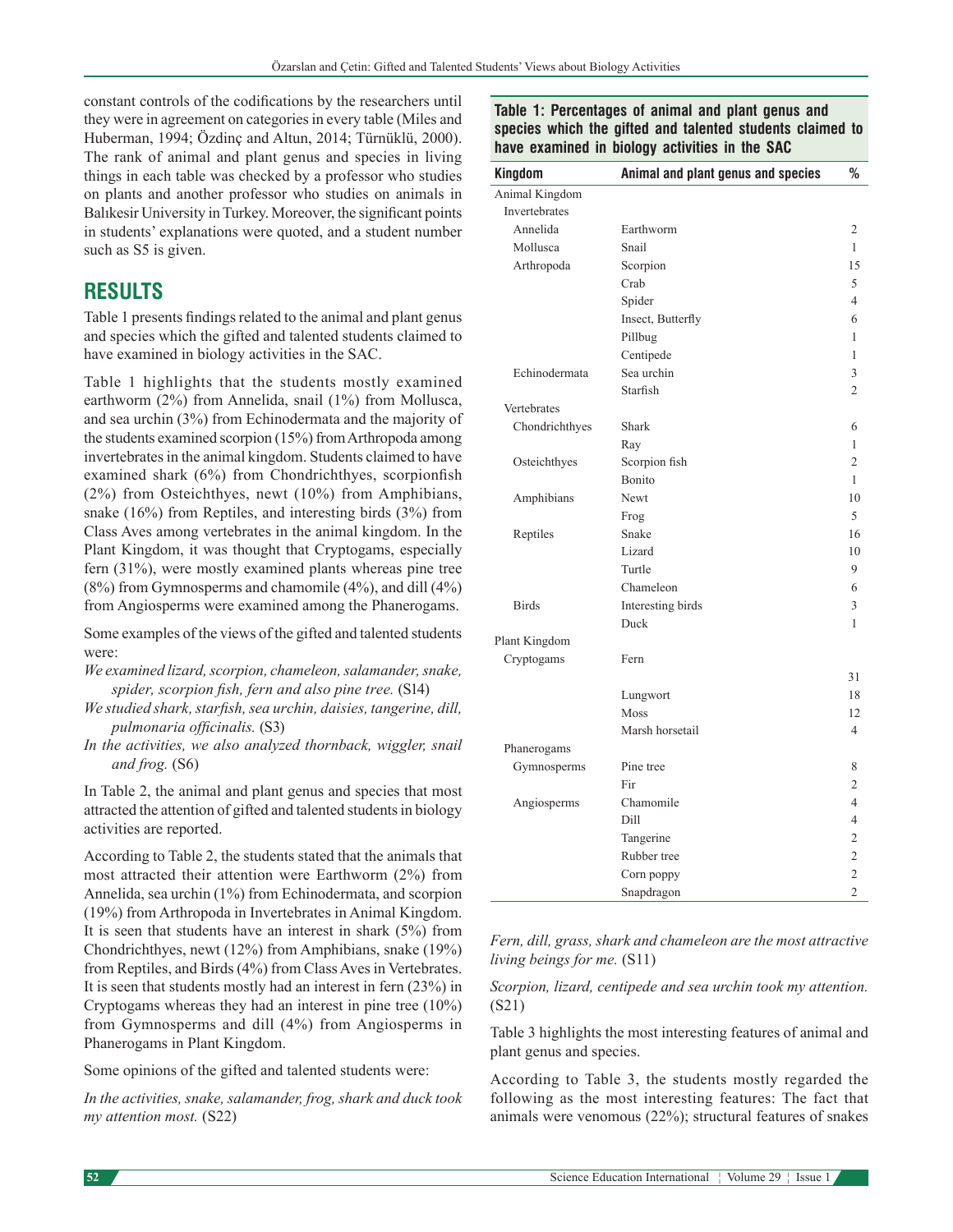constant controls of the codifications by the researchers until they were in agreement on categories in every table (Miles and Huberman, 1994; Özdinç and Altun, 2014; Türnüklü, 2000). The rank of animal and plant genus and species in living things in each table was checked by a professor who studies on plants and another professor who studies on animals in Balıkesir University in Turkey. Moreover, the significant points in students' explanations were quoted, and a student number such as S5 is given.

## RESULTS

Table 1 presents findings related to the animal and plant genus and species which the gifted and talented students claimed to have examined in biology activities in the SAC.

Table 1 highlights that the students mostly examined earthworm (2%) from Annelida, snail (1%) from Mollusca, and sea urchin (3%) from Echinodermata and the majority of the students examined scorpion (15%) from Arthropoda among invertebrates in the animal kingdom. Students claimed to have examined shark (6%) from Chondrichthyes, scorpionfish (2%) from Osteichthyes, newt (10%) from Amphibians, snake (16%) from Reptiles, and interesting birds (3%) from Class Aves among vertebrates in the animal kingdom. In the Plant Kingdom, it was thought that Cryptogams, especially fern (31%), were mostly examined plants whereas pine tree (8%) from Gymnosperms and chamomile (4%), and dill (4%) from Angiosperms were examined among the Phanerogams.

Some examples of the views of the gifted and talented students were:

*We examined lizard, scorpion, chameleon, salamander, snake, spider, scorpion fish, fern and also pine tree.* (S14)

*We studied shark, starfish, sea urchin, daisies, tangerine, dill, pulmonaria officinalis.* (S3)

*In the activities, we also analyzed thornback, wiggler, snail and frog.* (S6)

In Table 2, the animal and plant genus and species that most attracted the attention of gifted and talented students in biology activities are reported.

According to Table 2, the students stated that the animals that most attracted their attention were Earthworm (2%) from Annelida, sea urchin (1%) from Echinodermata, and scorpion (19%) from Arthropoda in Invertebrates in Animal Kingdom. It is seen that students have an interest in shark (5%) from Chondrichthyes, newt (12%) from Amphibians, snake (19%) from Reptiles, and Birds (4%) from Class Aves in Vertebrates. It is seen that students mostly had an interest in fern (23%) in Cryptogams whereas they had an interest in pine tree (10%) from Gymnosperms and dill (4%) from Angiosperms in Phanerogams in Plant Kingdom.

Some opinions of the gifted and talented students were:

*In the activities, snake, salamander, frog, shark and duck took my attention most.* (S22)

**Table 1: Percentages of animal and plant genus and species which the gifted and talented students claimed to have examined in biology activities in the SAC**

| Kingdom | Animal and plant genus and species | % |
|---|---|---|
| Animal Kingdom | | |
| Invertebrates | | |
| Annelida | Earthworm | 2 |
| Mollusca | Snail | 1 |
| Arthropoda | Scorpion | 15 |
| | Crab | 5 |
| | Spider | 4 |
| | Insect, Butterfly | 6 |
| | Pillbug | 1 |
| | Centipede | 1 |
| Echinodermata | Sea urchin | 3 |
| | Starfish | 2 |
| Vertebrates | | |
| Chondrichthyes | Shark | 6 |
| | Ray | 1 |
| Osteichthyes | Scorpion fish | 2 |
| | Bonito | 1 |
| Amphibians | Newt | 10 |
| | Frog | 5 |
| Reptiles | Snake | 16 |
| | Lizard | 10 |
| | Turtle | 9 |
| | Chameleon | 6 |
| Birds | Interesting birds | 3 |
| | Duck | 1 |
| Plant Kingdom | | |
| Cryptogams | Fern | 31 |
| | Lungwort | 18 |
| | Moss | 12 |
| | Marsh horsetail | 4 |
| Phanerogams | | |
| Gymnosperms | Pine tree | 8 |
| | Fir | 2 |
| Angiosperms | Chamomile | 4 |
| | Dill | 4 |
| | Tangerine | 2 |
| | Rubber tree | 2 |
| | Corn poppy | 2 |
| | Snapdragon | 2 |

*Fern, dill, grass, shark and chameleon are the most attractive living beings for me.* (S11)

*Scorpion, lizard, centipede and sea urchin took my attention.* (S21)

Table 3 highlights the most interesting features of animal and plant genus and species.

According to Table 3, the students mostly regarded the following as the most interesting features: The fact that animals were venomous (22%); structural features of snakes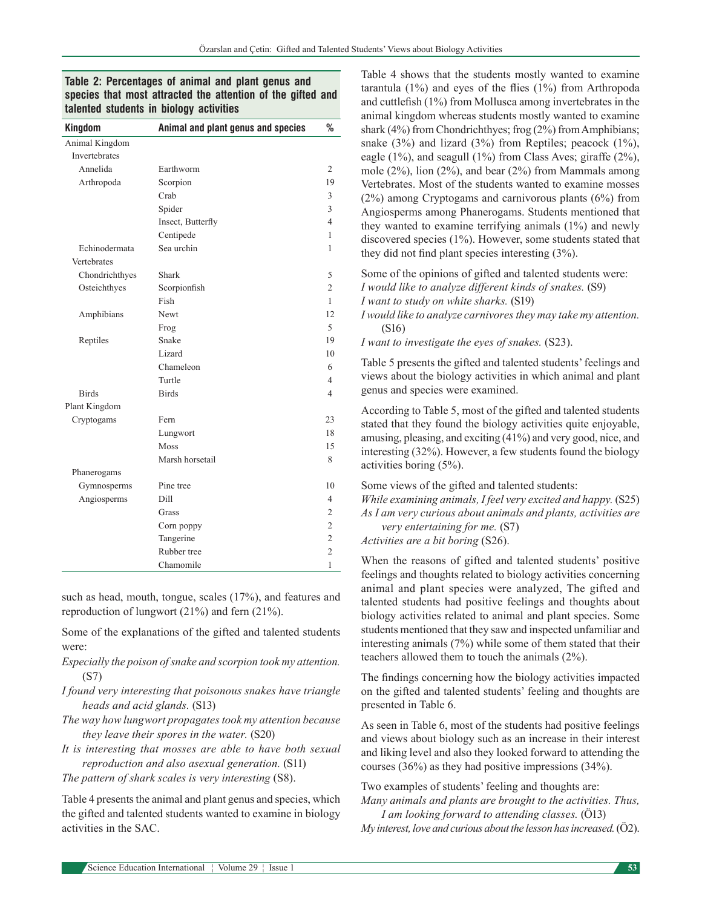**Table 2: Percentages of animal and plant genus and species that most attracted the attention of the gifted and talented students in biology activities**

| Kingdom | Animal and plant genus and species | % |
|---|---|---|
| Animal Kingdom | | |
| Invertebrates | | |
| Annelida | Earthworm | 2 |
| Arthropoda | Scorpion | 19 |
| | Crab | 3 |
| | Spider | 3 |
| | Insect, Butterfly | 4 |
| | Centipede | 1 |
| Echinodermata | Sea urchin | 1 |
| Vertebrates | | |
| Chondrichthyes | Shark | 5 |
| Osteichthyes | Scorpionfish | 2 |
| | Fish | 1 |
| Amphibians | Newt | 12 |
| | Frog | 5 |
| Reptiles | Snake | 19 |
| | Lizard | 10 |
| | Chameleon | 6 |
| | Turtle | 4 |
| Birds | Birds | 4 |
| Plant Kingdom | | |
| Cryptogams | Fern | 23 |
| | Lungwort | 18 |
| | Moss | 15 |
| | Marsh horsetail | 8 |
| Phanerogams | | |
| Gymnosperms | Pine tree | 10 |
| Angiosperms | Dill | 4 |
| | Grass | 2 |
| | Corn poppy | 2 |
| | Tangerine | 2 |
| | Rubber tree | 2 |
| | Chamomile | 1 |

such as head, mouth, tongue, scales (17%), and features and reproduction of lungwort (21%) and fern (21%).

Some of the explanations of the gifted and talented students were:

*Especially the poison of snake and scorpion took my attention.* (S7)

*I found very interesting that poisonous snakes have triangle heads and acid glands.* (S13)

*The way how lungwort propagates took my attention because they leave their spores in the water.* (S20)

*It is interesting that mosses are able to have both sexual reproduction and also asexual generation.* (S11)

*The pattern of shark scales is very interesting* (S8).

Table 4 presents the animal and plant genus and species, which the gifted and talented students wanted to examine in biology activities in the SAC.

Table 4 shows that the students mostly wanted to examine tarantula (1%) and eyes of the flies (1%) from Arthropoda and cuttlefish (1%) from Mollusca among invertebrates in the animal kingdom whereas students mostly wanted to examine shark (4%) from Chondrichthyes; frog (2%) from Amphibians; snake (3%) and lizard (3%) from Reptiles; peacock (1%), eagle (1%), and seagull (1%) from Class Aves; giraffe (2%), mole (2%), lion (2%), and bear (2%) from Mammals among Vertebrates. Most of the students wanted to examine mosses (2%) among Cryptogams and carnivorous plants (6%) from Angiosperms among Phanerogams. Students mentioned that they wanted to examine terrifying animals (1%) and newly discovered species (1%). However, some students stated that they did not find plant species interesting (3%).

Some of the opinions of gifted and talented students were:

*I would like to analyze different kinds of snakes.* (S9)

*I want to study on white sharks.* (S19)

*I would like to analyze carnivores they may take my attention.* (S16)

*I want to investigate the eyes of snakes.* (S23).

Table 5 presents the gifted and talented students' feelings and views about the biology activities in which animal and plant genus and species were examined.

According to Table 5, most of the gifted and talented students stated that they found the biology activities quite enjoyable, amusing, pleasing, and exciting (41%) and very good, nice, and interesting (32%). However, a few students found the biology activities boring (5%).

Some views of the gifted and talented students:

*While examining animals, I feel very excited and happy.* (S25)

*As I am very curious about animals and plants, activities are very entertaining for me.* (S7)

*Activities are a bit boring* (S26).

When the reasons of gifted and talented students' positive feelings and thoughts related to biology activities concerning animal and plant species were analyzed, The gifted and talented students had positive feelings and thoughts about biology activities related to animal and plant species. Some students mentioned that they saw and inspected unfamiliar and interesting animals (7%) while some of them stated that their teachers allowed them to touch the animals (2%).

The findings concerning how the biology activities impacted on the gifted and talented students' feeling and thoughts are presented in Table 6.

As seen in Table 6, most of the students had positive feelings and views about biology such as an increase in their interest and liking level and also they looked forward to attending the courses (36%) as they had positive impressions (34%).

Two examples of students' feeling and thoughts are:

*Many animals and plants are brought to the activities. Thus, I am looking forward to attending classes.* (Ö13)

*My interest, love and curious about the lesson has increased.* (Ö2).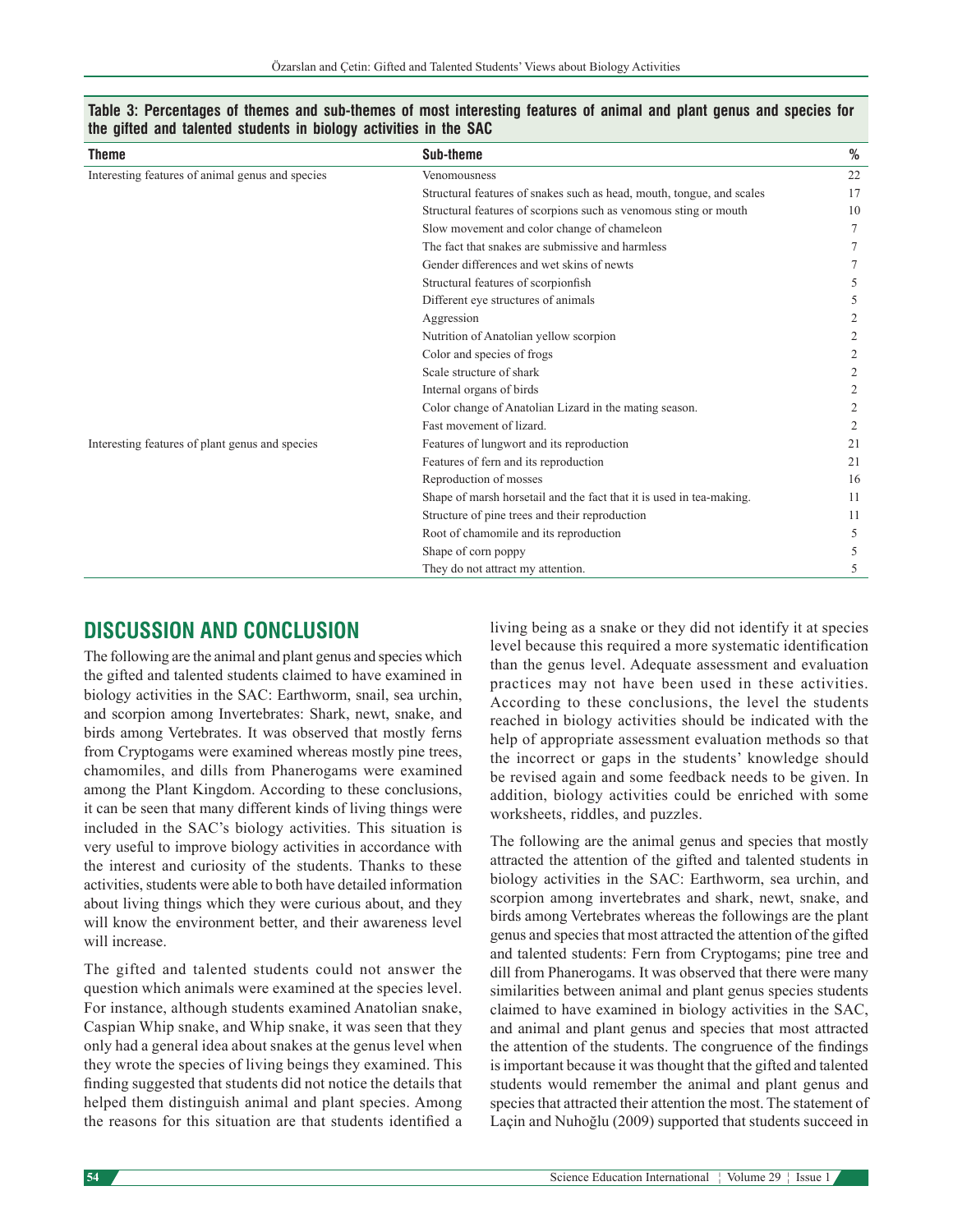**Table 3: Percentages of themes and sub-themes of most interesting features of animal and plant genus and species for the gifted and talented students in biology activities in the SAC**

| Theme | Sub-theme | % |
|---|---|---|
| Interesting features of animal genus and species | Venomousness | 22 |
| | Structural features of snakes such as head, mouth, tongue, and scales | 17 |
| | Structural features of scorpions such as venomous sting or mouth | 10 |
| | Slow movement and color change of chameleon | 7 |
| | The fact that snakes are submissive and harmless | 7 |
| | Gender differences and wet skins of newts | 7 |
| | Structural features of scorpionfish | 5 |
| | Different eye structures of animals | 5 |
| | Aggression | 2 |
| | Nutrition of Anatolian yellow scorpion | 2 |
| | Color and species of frogs | 2 |
| | Scale structure of shark | 2 |
| | Internal organs of birds | 2 |
| | Color change of Anatolian Lizard in the mating season. | 2 |
| | Fast movement of lizard. | 2 |
| Interesting features of plant genus and species | Features of lungwort and its reproduction | 21 |
| | Features of fern and its reproduction | 21 |
| | Reproduction of mosses | 16 |
| | Shape of marsh horsetail and the fact that it is used in tea-making. | 11 |
| | Structure of pine trees and their reproduction | 11 |
| | Root of chamomile and its reproduction | 5 |
| | Shape of corn poppy | 5 |
| | They do not attract my attention. | 5 |

## DISCUSSION AND CONCLUSION

The following are the animal and plant genus and species which the gifted and talented students claimed to have examined in biology activities in the SAC: Earthworm, snail, sea urchin, and scorpion among Invertebrates: Shark, newt, snake, and birds among Vertebrates. It was observed that mostly ferns from Cryptogams were examined whereas mostly pine trees, chamomiles, and dills from Phanerogams were examined among the Plant Kingdom. According to these conclusions, it can be seen that many different kinds of living things were included in the SAC's biology activities. This situation is very useful to improve biology activities in accordance with the interest and curiosity of the students. Thanks to these activities, students were able to both have detailed information about living things which they were curious about, and they will know the environment better, and their awareness level will increase.

The gifted and talented students could not answer the question which animals were examined at the species level. For instance, although students examined Anatolian snake, Caspian Whip snake, and Whip snake, it was seen that they only had a general idea about snakes at the genus level when they wrote the species of living beings they examined. This finding suggested that students did not notice the details that helped them distinguish animal and plant species. Among the reasons for this situation are that students identified a living being as a snake or they did not identify it at species level because this required a more systematic identification than the genus level. Adequate assessment and evaluation practices may not have been used in these activities. According to these conclusions, the level the students reached in biology activities should be indicated with the help of appropriate assessment evaluation methods so that the incorrect or gaps in the students' knowledge should be revised again and some feedback needs to be given. In addition, biology activities could be enriched with some worksheets, riddles, and puzzles.

The following are the animal genus and species that mostly attracted the attention of the gifted and talented students in biology activities in the SAC: Earthworm, snail, and scorpion among invertebrates and shark, newt, snake, and birds among Vertebrates whereas the followings are the plant genus and species that most attracted the attention of the gifted and talented students: Fern from Cryptogams; pine tree and dill from Phanerogams. It was observed that there were many similarities between animal and plant genus species students claimed to have examined in biology activities in the SAC, and animal and plant genus and species that most attracted the attention of the students. The congruence of the findings is important because it was thought that the gifted and talented students would remember the animal and plant genus and species that attracted their attention the most. The statement of Laçin and Nuhoğlu (2009) supported that students succeed in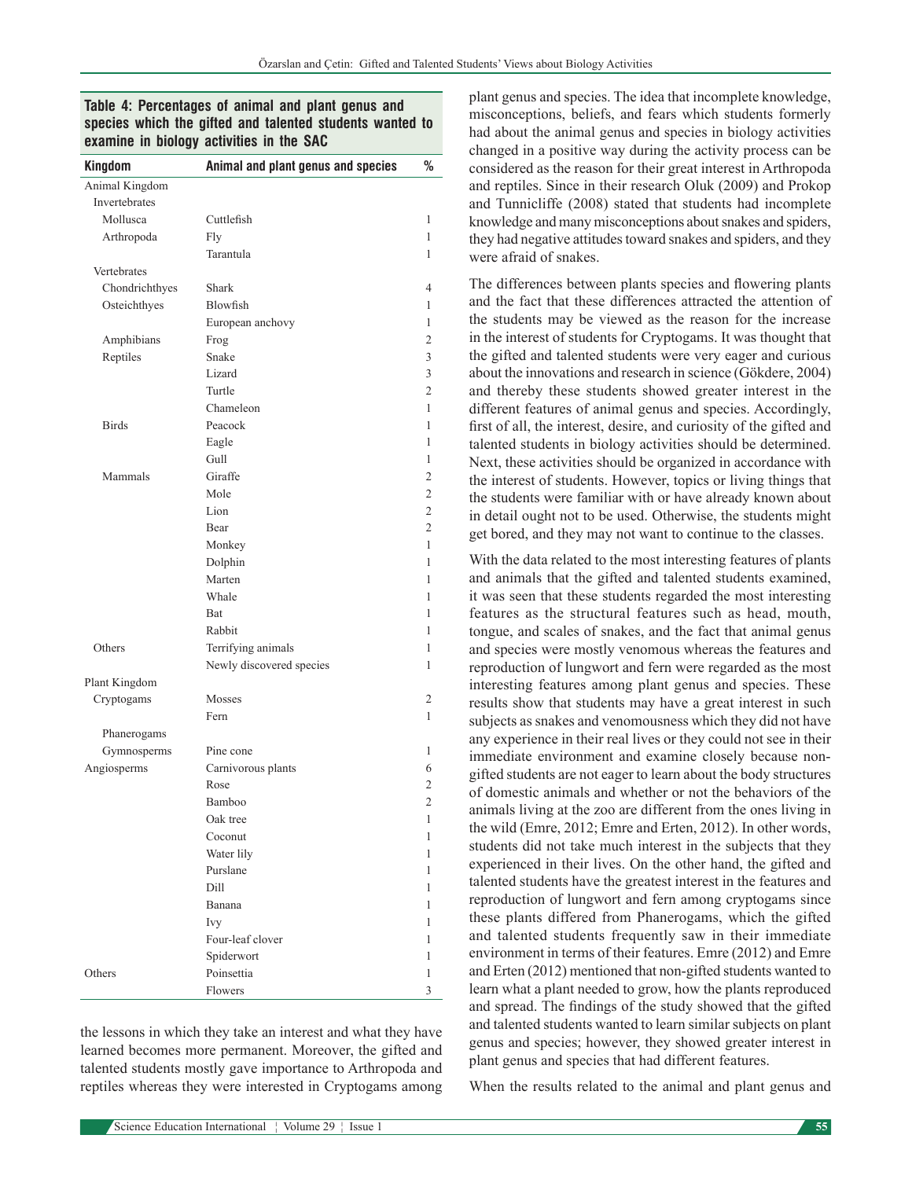**Table 4: Percentages of animal and plant genus and species which the gifted and talented students wanted to examine in biology activities in the SAC**

| Kingdom | Animal and plant genus and species | % |
|---|---|---|
| Animal Kingdom | | |
| Invertebrates | | |
| Mollusca | Cuttlefish | 1 |
| Arthropoda | Fly | 1 |
| | Tarantula | 1 |
| Vertebrates | | |
| Chondrichthyes | Shark | 4 |
| Osteichthyes | Blowfish | 1 |
| | European anchovy | 1 |
| Amphibians | Frog | 2 |
| Reptiles | Snake | 3 |
| | Lizard | 3 |
| | Turtle | 2 |
| | Chameleon | 1 |
| Birds | Peacock | 1 |
| | Eagle | 1 |
| | Gull | 1 |
| Mammals | Giraffe | 2 |
| | Mole | 2 |
| | Lion | 2 |
| | Bear | 2 |
| | Monkey | 1 |
| | Dolphin | 1 |
| | Marten | 1 |
| | Whale | 1 |
| | Bat | 1 |
| | Rabbit | 1 |
| Others | Terrifying animals | 1 |
| | Newly discovered species | 1 |
| Plant Kingdom | | |
| Cryptogams | Mosses | 2 |
| | Fern | 1 |
| Phanerogams | | |
| Gymnosperms | Pine cone | 1 |
| Angiosperms | Carnivorous plants | 6 |
| | Rose | 2 |
| | Bamboo | 2 |
| | Oak tree | 1 |
| | Coconut | 1 |
| | Water lily | 1 |
| | Purslane | 1 |
| | Dill | 1 |
| | Banana | 1 |
| | Ivy | 1 |
| | Four-leaf clover | 1 |
| | Spiderwort | 1 |
| Others | Poinsettia | 1 |
| | Flowers | 3 |

the lessons in which they take an interest and what they have learned becomes more permanent. Moreover, the gifted and talented students mostly gave importance to Arthropoda and reptiles whereas they were interested in Cryptogams among plant genus and species. The idea that incomplete knowledge, misconceptions, beliefs, and fears which students formerly had about the animal genus and species in biology activities changed in a positive way during the activity process can be considered as the reason for their great interest in Arthropoda and reptiles. Since in their research Oluk (2009) and Prokop and Tunnicliffe (2008) stated that students had incomplete knowledge and many misconceptions about snakes and spiders, they had negative attitudes toward snakes and spiders, and they were afraid of snakes.

The differences between plants species and flowering plants and the fact that these differences attracted the attention of the students may be viewed as the reason for the increase in the interest of students for Cryptogams. It was thought that the gifted and talented students were very eager and curious about the innovations and research in science (Gökdere, 2004) and thereby these students showed greater interest in the different features of animal genus and species. Accordingly, first of all, the interest, desire, and curiosity of the gifted and talented students in biology activities should be determined. Next, these activities should be organized in accordance with the interest of students. However, topics or living things that the students were familiar with or have already known about in detail ought not to be used. Otherwise, the students might get bored, and they may not want to continue to the classes.

With the data related to the most interesting features of plants and animals that the gifted and talented students examined, it was seen that these students regarded the most interesting features as the structural features such as head, mouth, tongue, and scales of snakes, and the fact that animal genus and species were mostly venomous whereas the features and reproduction of lungwort and fern were regarded as the most interesting features among plant genus and species. These results show that students may have a great interest in such subjects as snakes and venomousness which they did not have any experience in their real lives or they could not see in their immediate environment and examine closely because non-gifted students are not eager to learn about the body structures of domestic animals and whether or not the behaviors of the animals living at the zoo are different from the ones living in the wild (Emre, 2012; Emre and Erten, 2012). In other words, students did not take much interest in the subjects that they experienced in their lives. On the other hand, the gifted and talented students have the greatest interest in the features and reproduction of lungwort and fern among cryptogams since these plants differed from Phanerogams, which the gifted and talented students frequently saw in their immediate environment in terms of their features. Emre (2012) and Emre and Erten (2012) mentioned that non-gifted students wanted to learn what a plant needed to grow, how the plants reproduced and spread. The findings of the study showed that the gifted and talented students wanted to learn similar subjects on plant genus and species; however, they showed greater interest in plant genus and species that had different features.

When the results related to the animal and plant genus and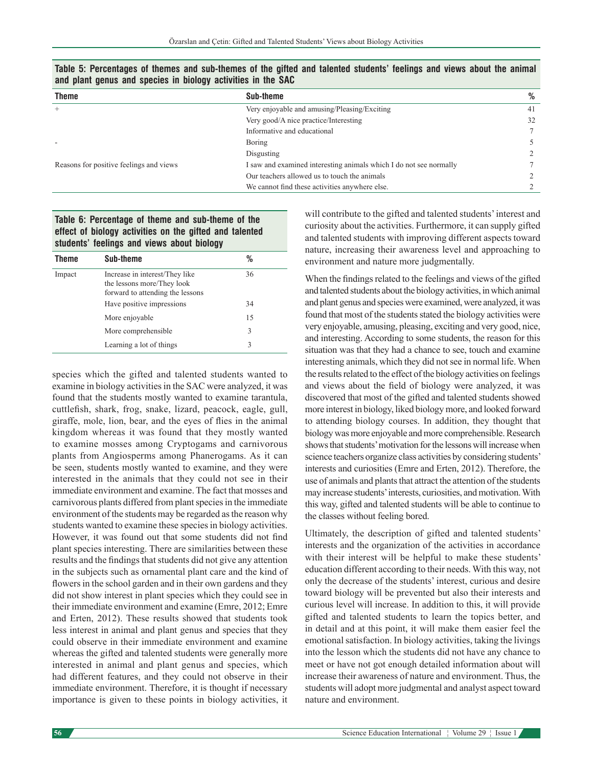**Table 5: Percentages of themes and sub-themes of the gifted and talented students' feelings and views about the animal and plant genus and species in biology activities in the SAC**

| Theme | Sub-theme | % |
|---|---|---|
| + | Very enjoyable and amusing/Pleasing/Exciting | 41 |
| | Very good/A nice practice/Interesting | 32 |
| | Informative and educational | 7 |
| - | Boring | 5 |
| | Disgusting | 2 |
| Reasons for positive feelings and views | I saw and examined interesting animals which I do not see normally | 7 |
| | Our teachers allowed us to touch the animals | 2 |
| | We cannot find these activities anywhere else. | 2 |

**Table 6: Percentage of theme and sub-theme of the effect of biology activities on the gifted and talented students' feelings and views about biology**

| Theme | Sub-theme | % |
|---|---|---|
| Impact | Increase in interest/They like the lessons more/They look forward to attending the lessons | 36 |
| | Have positive impressions | 34 |
| | More enjoyable | 15 |
| | More comprehensible | 3 |
| | Learning a lot of things | 3 |

species which the gifted and talented students wanted to examine in biology activities in the SAC were analyzed, it was found that the students mostly wanted to examine tarantula, cuttlefish, shark, frog, snake, lizard, peacock, eagle, gull, giraffe, mole, lion, bear, and the eyes of flies in the animal kingdom whereas it was found that they mostly wanted to examine mosses among Cryptogams and carnivorous plants from Angiosperms among Phanerogams. As it can be seen, students mostly wanted to examine, and they were interested in the animals that they could not see in their immediate environment and examine. The fact that mosses and carnivorous plants differed from plant species in the immediate environment of the students may be regarded as the reason why students wanted to examine these species in biology activities. However, it was found out that some students did not find plant species interesting. There are similarities between these results and the findings that students did not give any attention in the subjects such as ornamental plant care and the kind of flowers in the school garden and in their own gardens and they did not show interest in plant species which they could see in their immediate environment and examine (Emre, 2012; Emre and Erten, 2012). These results showed that students took less interest in animal and plant genus and species that they could observe in their immediate environment and examine whereas the gifted and talented students were generally more interested in animal and plant genus and species, which had different features, and they could not observe in their immediate environment. Therefore, it is thought if necessary importance is given to these points in biology activities, it will contribute to the gifted and talented students' interest and curiosity about the activities. Furthermore, it can supply gifted and talented students with improving different aspects toward nature, increasing their awareness level and approaching to environment and nature more judgmentally.

When the findings related to the feelings and views of the gifted and talented students about the biology activities, in which animal and plant genus and species were examined, were analyzed, it was found that most of the students stated the biology activities were very enjoyable, amusing, pleasing, exciting and very good, nice, and interesting. According to some students, the reason for this situation was that they had a chance to see, touch and examine interesting animals, which they did not see in normal life. When the results related to the effect of the biology activities on feelings and views about the field of biology were analyzed, it was discovered that most of the gifted and talented students showed more interest in biology, liked biology more, and looked forward to attending biology courses. In addition, they thought that biology was more enjoyable and more comprehensible. Research shows that students' motivation for the lessons will increase when science teachers organize class activities by considering students' interests and curiosities (Emre and Erten, 2012). Therefore, the use of animals and plants that attract the attention of the students may increase students' interests, curiosities, and motivation. With this way, gifted and talented students will be able to continue to the classes without feeling bored.

Ultimately, the description of gifted and talented students' interests and the organization of the activities in accordance with their interest will be helpful to make these students' education different according to their needs. With this way, not only the decrease of the students' interest, curious and desire toward biology will be prevented but also their interests and curious level will increase. In addition to this, it will provide gifted and talented students to learn the topics better, and in detail and at this point, it will make them easier feel the emotional satisfaction. In biology activities, taking the livings into the lesson which the students did not have any chance to meet or have not got enough detailed information about will increase their awareness of nature and environment. Thus, the students will adopt more judgmental and analyst aspect toward nature and environment.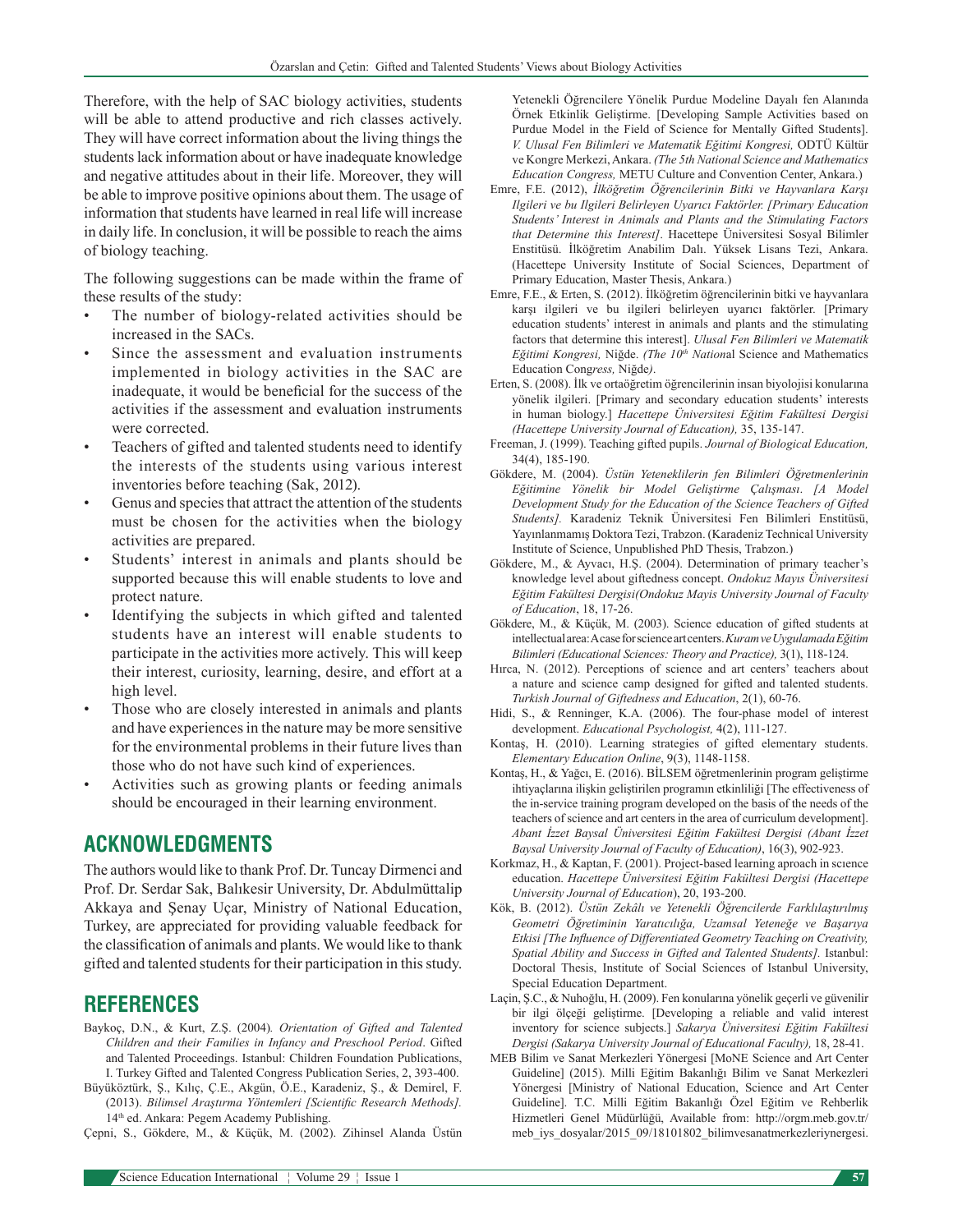Therefore, with the help of SAC biology activities, students will be able to attend productive and rich classes actively. They will have correct information about the living things the students lack information about or have inadequate knowledge and negative attitudes about in their life. Moreover, they will be able to improve positive opinions about them. The usage of information that students have learned in real life will increase in daily life. In conclusion, it will be possible to reach the aims of biology teaching.

The following suggestions can be made within the frame of these results of the study:

- The number of biology-related activities should be increased in the SACs.
- Since the assessment and evaluation instruments implemented in biology activities in the SAC are inadequate, it would be beneficial for the success of the activities if the assessment and evaluation instruments were corrected.
- Teachers of gifted and talented students need to identify the interests of the students using various interest inventories before teaching (Sak, 2012).
- Genus and species that attract the attention of the students must be chosen for the activities when the biology activities are prepared.
- Students' interest in animals and plants should be supported because this will enable students to love and protect nature.
- Identifying the subjects in which gifted and talented students have an interest will enable students to participate in the activities more actively. This will keep their interest, curiosity, learning, desire, and effort at a high level.
- Those who are closely interested in animals and plants and have experiences in the nature may be more sensitive for the environmental problems in their future lives than those who do not have such kind of experiences.
- Activities such as growing plants or feeding animals should be encouraged in their learning environment.

## ACKNOWLEDGMENTS

The authors would like to thank Prof. Dr. Tuncay Dirmenci and Prof. Dr. Serdar Sak, Balıkesir University, Dr. Abdulmüttalip Akkaya and Şenay Uçar, Ministry of National Education, Turkey, are appreciated for providing valuable feedback for the classification of animals and plants. We would like to thank gifted and talented students for their participation in this study.

## REFERENCES

Baykoç, D.N., & Kurt, Z.Ş. (2004). *Orientation of Gifted and Talented Children and their Families in Infancy and Preschool Period*. Gifted and Talented Proceedings. Istanbul: Children Foundation Publications, I. Turkey Gifted and Talented Congress Publication Series, 2, 393-400.

Büyüköztürk, Ş., Kılıç, Ç.E., Akgün, Ö.E., Karadeniz, Ş., & Demirel, F. (2013). *Bilimsel Araştırma Yöntemleri [Scientific Research Methods].* 14th ed. Ankara: Pegem Academy Publishing.

Çepni, S., Gökdere, M., & Küçük, M. (2002). Zihinsel Alanda Üstün Yetenekli Öğrencilere Yönelik Purdue Modeline Dayalı fen Alanında Örnek Etkinlik Geliştirme. [Developing Sample Activities based on Purdue Model in the Field of Science for Mentally Gifted Students]. *V. Ulusal Fen Bilimleri ve Matematik Eğitimi Kongresi,* ODTÜ Kültür ve Kongre Merkezi, Ankara. *(The 5th National Science and Mathematics Education Congress,* METU Culture and Convention Center, Ankara.)

Emre, F.E. (2012), *İlköğretim Öğrencilerinin Bitki ve Hayvanlara Karşı Ilgileri ve bu Ilgileri Belirleyen Uyarıcı Faktörler. [Primary Education Students' Interest in Animals and Plants and the Stimulating Factors that Determine this Interest]*. Hacettepe Üniversitesi Sosyal Bilimler Enstitüsü. İlköğretim Anabilim Dalı. Yüksek Lisans Tezi, Ankara. (Hacettepe University Institute of Social Sciences, Department of Primary Education, Master Thesis, Ankara.)

Emre, F.E., & Erten, S. (2012). İlköğretim öğrencilerinin bitki ve hayvanlara karşı ilgileri ve bu ilgileri belirleyen uyarıcı faktörler. [Primary education students' interest in animals and plants and the stimulating factors that determine this interest]. *Ulusal Fen Bilimleri ve Matematik Eğitimi Kongresi,* Niğde. *(The 10th Nation*al Science and Mathematics Education Con*gress,* Niğde*).*

Erten, S. (2008). İlk ve ortaöğretim öğrencilerinin insan biyolojisi konularına yönelik ilgileri. [Primary and secondary education students' interests in human biology.] *Hacettepe Üniversitesi Eğitim Fakültesi Dergisi (Hacettepe University Journal of Education),* 35, 135-147.

Freeman, J. (1999). Teaching gifted pupils. *Journal of Biological Education,* 34(4), 185-190.

Gökdere, M. (2004). *Üstün Yeteneklilerin fen Bilimleri Öğretmenlerinin Eğitimine Yönelik bir Model Geliştirme Çalışması. [A Model Development Study for the Education of the Science Teachers of Gifted Students].* Karadeniz Teknik Üniversitesi Fen Bilimleri Enstitüsü, Yayınlanmamış Doktora Tezi, Trabzon. (Karadeniz Technical University Institute of Science, Unpublished PhD Thesis, Trabzon.)

Gökdere, M., & Ayvacı, H.Ş. (2004). Determination of primary teacher's knowledge level about giftedness concept. *Ondokuz Mayıs Üniversitesi Eğitim Fakültesi Dergisi(Ondokuz Mayis University Journal of Faculty of Education*, 18, 17-26.

Gökdere, M., & Küçük, M. (2003). Science education of gifted students at intellectual area: A case for science art centers. *Kuram ve Uygulamada Eğitim Bilimleri (Educational Sciences: Theory and Practice),* 3(1), 118-124.

Hırca, N. (2012). Perceptions of science and art centers' teachers about a nature and science camp designed for gifted and talented students. *Turkish Journal of Giftedness and Education*, 2(1), 60-76.

Hidi, S., & Renninger, K.A. (2006). The four-phase model of interest development. *Educational Psychologist,* 4(2), 111-127.

Kontaş, H. (2010). Learning strategies of gifted elementary students. *Elementary Education Online*, 9(3), 1148-1158.

Kontaş, H., & Yağcı, E. (2016). BİLSEM öğretmenlerinin program geliştirme ihtiyaçlarına ilişkin geliştirilen programın etkinliliği [The effectiveness of the in-service training program developed on the basis of the needs of the teachers of science and art centers in the area of curriculum development]. *Abant İzzet Baysal Üniversitesi Eğitim Fakültesi Dergisi (Abant İzzet Baysal University Journal of Faculty of Education)*, 16(3), 902-923.

Korkmaz, H., & Kaptan, F. (2001). Project-based learning aproach in scıence education. *Hacettepe Üniversitesi Eğitim Fakültesi Dergisi (Hacettepe University Journal of Education*), 20, 193-200.

Kök, B. (2012). *Üstün Zekâlı ve Yetenekli Öğrencilerde Farklılaştırılmış Geometri Öğretiminin Yaratıcılığa, Uzamsal Yeteneğe ve Başarıya Etkisi [The Influence of Differentiated Geometry Teaching on Creativity, Spatial Ability and Success in Gifted and Talented Students].* Istanbul: Doctoral Thesis, Institute of Social Sciences of Istanbul University, Special Education Department.

Laçin, Ş.C., & Nuhoğlu, H. (2009). Fen konularına yönelik geçerli ve güvenilir bir ilgi ölçeği geliştirme. [Developing a reliable and valid interest inventory for science subjects.] *Sakarya Üniversitesi Eğitim Fakültesi Dergisi (Sakarya University Journal of Educational Faculty),* 18, 28-41.

MEB Bilim ve Sanat Merkezleri Yönergesi [MoNE Science and Art Center Guideline] (2015). Milli Eğitim Bakanlığı Bilim ve Sanat Merkezleri Yönergesi [Ministry of National Education, Science and Art Center Guideline]. T.C. Milli Eğitim Bakanlığı Özel Eğitim ve Rehberlik Hizmetleri Genel Müdürlüğü, Available from: http://orgm.meb.gov.tr/meb_iys_dosyalar/2015_09/18101802_bilimvesanatmerkezleriynergesi.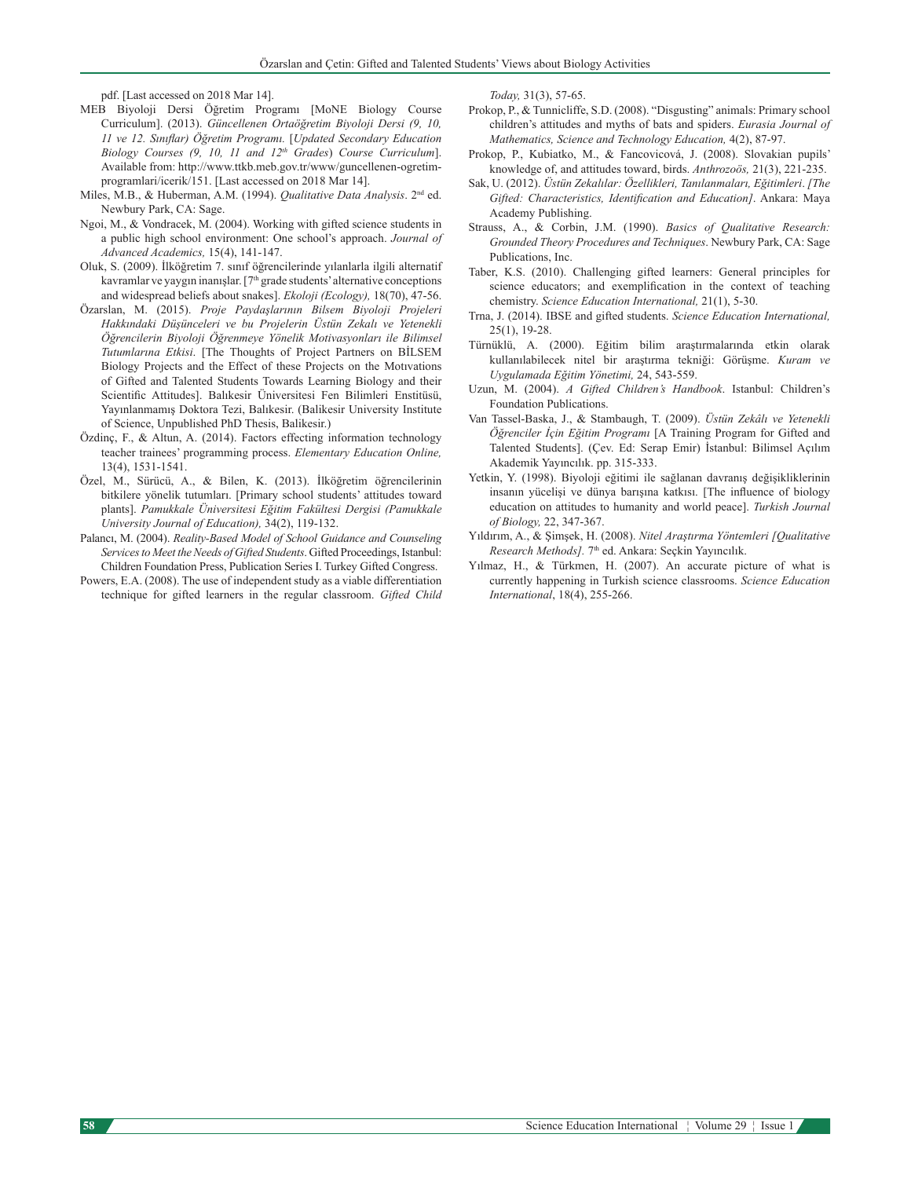pdf. [Last accessed on 2018 Mar 14].

MEB Biyoloji Dersi Öğretim Programı [MoNE Biology Course Curriculum]. (2013). *Güncellenen Ortaöğretim Biyoloji Dersi (9, 10, 11 ve 12. Sınıflar) Öğretim Programı.* [*Updated Secondary Education Biology Courses (9, 10, 11 and 12th Grades*) *Course Curriculum*]. Available from: http://www.ttkb.meb.gov.tr/www/guncellenen-ogretim-programlari/icerik/151. [Last accessed on 2018 Mar 14].

Miles, M.B., & Huberman, A.M. (1994). *Qualitative Data Analysis*. 2nd ed. Newbury Park, CA: Sage.

Ngoi, M., & Vondracek, M. (2004). Working with gifted science students in a public high school environment: One school's approach. *Journal of Advanced Academics,* 15(4), 141-147.

Oluk, S. (2009). İlköğretim 7. sınıf öğrencilerinde yılanlarla ilgili alternatif kavramlar ve yaygın inanışlar. [7th grade students' alternative conceptions and widespread beliefs about snakes]. *Ekoloji (Ecology),* 18(70), 47-56.

Özarslan, M. (2015). *Proje Paydaşlarının Bilsem Biyoloji Projeleri Hakkındaki Düşünceleri ve bu Projelerin Üstün Zekalı ve Yetenekli Öğrencilerin Biyoloji Öğrenmeye Yönelik Motivasyonları ile Bilimsel Tutumlarına Etkisi*. [The Thoughts of Project Partners on BİLSEM Biology Projects and the Effect of these Projects on the Motıvations of Gifted and Talented Students Towards Learning Biology and their Scientific Attitudes]. Balıkesir Üniversitesi Fen Bilimleri Enstitüsü, Yayınlanmamış Doktora Tezi, Balıkesir. (Balikesir University Institute of Science, Unpublished PhD Thesis, Balikesir.)

Özdinç, F., & Altun, A. (2014). Factors effecting information technology teacher trainees' programming process. *Elementary Education Online,* 13(4), 1531-1541.

Özel, M., Sürücü, A., & Bilen, K. (2013). İlköğretim öğrencilerinin bitkilere yönelik tutumları. [Primary school students' attitudes toward plants]. *Pamukkale Üniversitesi Eğitim Fakültesi Dergisi (Pamukkale University Journal of Education),* 34(2), 119-132.

Palancı, M. (2004). *Reality-Based Model of School Guidance and Counseling Services to Meet the Needs of Gifted Students*. Gifted Proceedings, Istanbul: Children Foundation Press, Publication Series I. Turkey Gifted Congress.

Powers, E.A. (2008). The use of independent study as a viable differentiation technique for gifted learners in the regular classroom. *Gifted Child Today,* 31(3), 57-65.

Prokop, P., & Tunnicliffe, S.D. (2008). "Disgusting" animals: Primary school children's attitudes and myths of bats and spiders. *Eurasia Journal of Mathematics, Science and Technology Education,* 4(2), 87-97.

Prokop, P., Kubiatko, M., & Fancovicová, J. (2008). Slovakian pupils' knowledge of, and attitudes toward, birds. *Anthrozoös,* 21(3), 221-235.

Sak, U. (2012). *Üstün Zekalılar: Özellikleri, Tanılanmaları, Eğitimleri*. *[The Gifted: Characteristics, Identification and Education]*. Ankara: Maya Academy Publishing.

Strauss, A., & Corbin, J.M. (1990). *Basics of Qualitative Research: Grounded Theory Procedures and Techniques*. Newbury Park, CA: Sage Publications, Inc.

Taber, K.S. (2010). Challenging gifted learners: General principles for science educators; and exemplification in the context of teaching chemistry. *Science Education International,* 21(1), 5-30.

Trna, J. (2014). IBSE and gifted students. *Science Education International,* 25(1), 19-28.

Türnüklü, A. (2000). Eğitim bilim araştırmalarında etkin olarak kullanılabilecek nitel bir araştırma tekniği: Görüşme. *Kuram ve Uygulamada Eğitim Yönetimi,* 24, 543-559.

Uzun, M. (2004). *A Gifted Children's Handbook*. Istanbul: Children's Foundation Publications.

Van Tassel-Baska, J., & Stambaugh, T. (2009). *Üstün Zekâlı ve Yetenekli Öğrenciler İçin Eğitim Programı* [A Training Program for Gifted and Talented Students]. (Çev. Ed: Serap Emir) İstanbul: Bilimsel Açılım Akademik Yayıncılık. pp. 315-333.

Yetkin, Y. (1998). Biyoloji eğitimi ile sağlanan davranış değişikliklerinin insanın yücelişi ve dünya barışına katkısı. [The influence of biology education on attitudes to humanity and world peace]. *Turkish Journal of Biology,* 22, 347-367.

Yıldırım, A., & Şimşek, H. (2008). *Nitel Araştırma Yöntemleri [Qualitative Research Methods].* 7th ed. Ankara: Seçkin Yayıncılık.

Yılmaz, H., & Türkmen, H. (2007). An accurate picture of what is currently happening in Turkish science classrooms. *Science Education International*, 18(4), 255-266.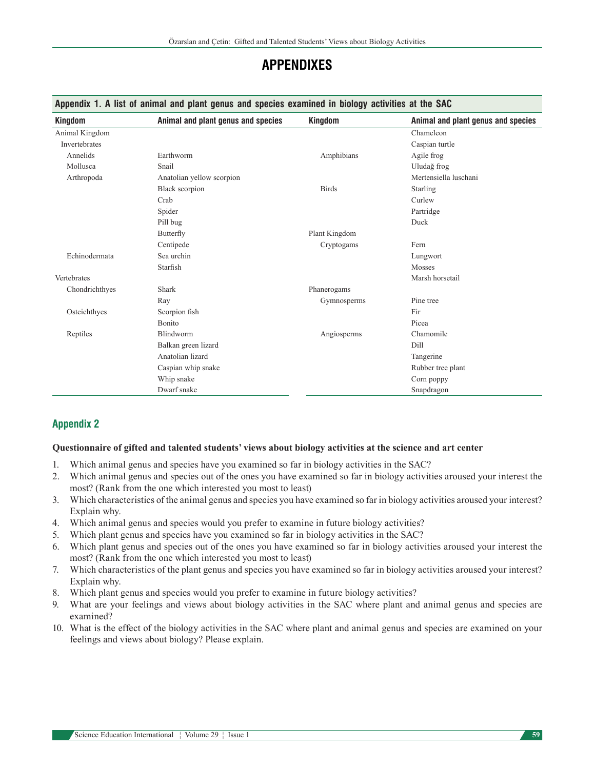# APPENDIXES

**Appendix 1. A list of animal and plant genus and species examined in biology activities at the SAC**

| Kingdom | Animal and plant genus and species | Kingdom | Animal and plant genus and species |
|---|---|---|---|
| Animal Kingdom | | | Chameleon |
| Invertebrates | | | Caspian turtle |
| Annelids | Earthworm | Amphibians | Agile frog |
| Mollusca | Snail | | Uludağ frog |
| Arthropoda | Anatolian yellow scorpion | | Mertensiella luschani |
| | Black scorpion | Birds | Starling |
| | Crab | | Curlew |
| | Spider | | Partridge |
| | Pill bug | | Duck |
| | Butterfly | Plant Kingdom | |
| | Centipede | Cryptogams | Fern |
| Echinodermata | Sea urchin | | Lungwort |
| | Starfish | | Mosses |
| Vertebrates | | | Marsh horsetail |
| Chondrichthyes | Shark | Phanerogams | |
| | Ray | Gymnosperms | Pine tree |
| Osteichthyes | Scorpion fish | | Fir |
| | Bonito | | Picea |
| Reptiles | Blindworm | Angiosperms | Chamomile |
| | Balkan green lizard | | Dill |
| | Anatolian lizard | | Tangerine |
| | Caspian whip snake | | Rubber tree plant |
| | Whip snake | | Corn poppy |
| | Dwarf snake | | Snapdragon |

## Appendix 2

**Questionnaire of gifted and talented students' views about biology activities at the science and art center**

1. Which animal genus and species have you examined so far in biology activities in the SAC?
2. Which animal genus and species out of the ones you have examined so far in biology activities aroused your interest the most? (Rank from the one which interested you most to least)
3. Which characteristics of the animal genus and species you have examined so far in biology activities aroused your interest? Explain why.
4. Which animal genus and species would you prefer to examine in future biology activities?
5. Which plant genus and species have you examined so far in biology activities in the SAC?
6. Which plant genus and species out of the ones you have examined so far in biology activities aroused your interest the most? (Rank from the one which interested you most to least)
7. Which characteristics of the plant genus and species you have examined so far in biology activities aroused your interest? Explain why.
8. Which plant genus and species would you prefer to examine in future biology activities?
9. What are your feelings and views about biology activities in the SAC where plant and animal genus and species are examined?
10. What is the effect of the biology activities in the SAC where plant and animal genus and species are examined on your feelings and views about biology? Please explain.